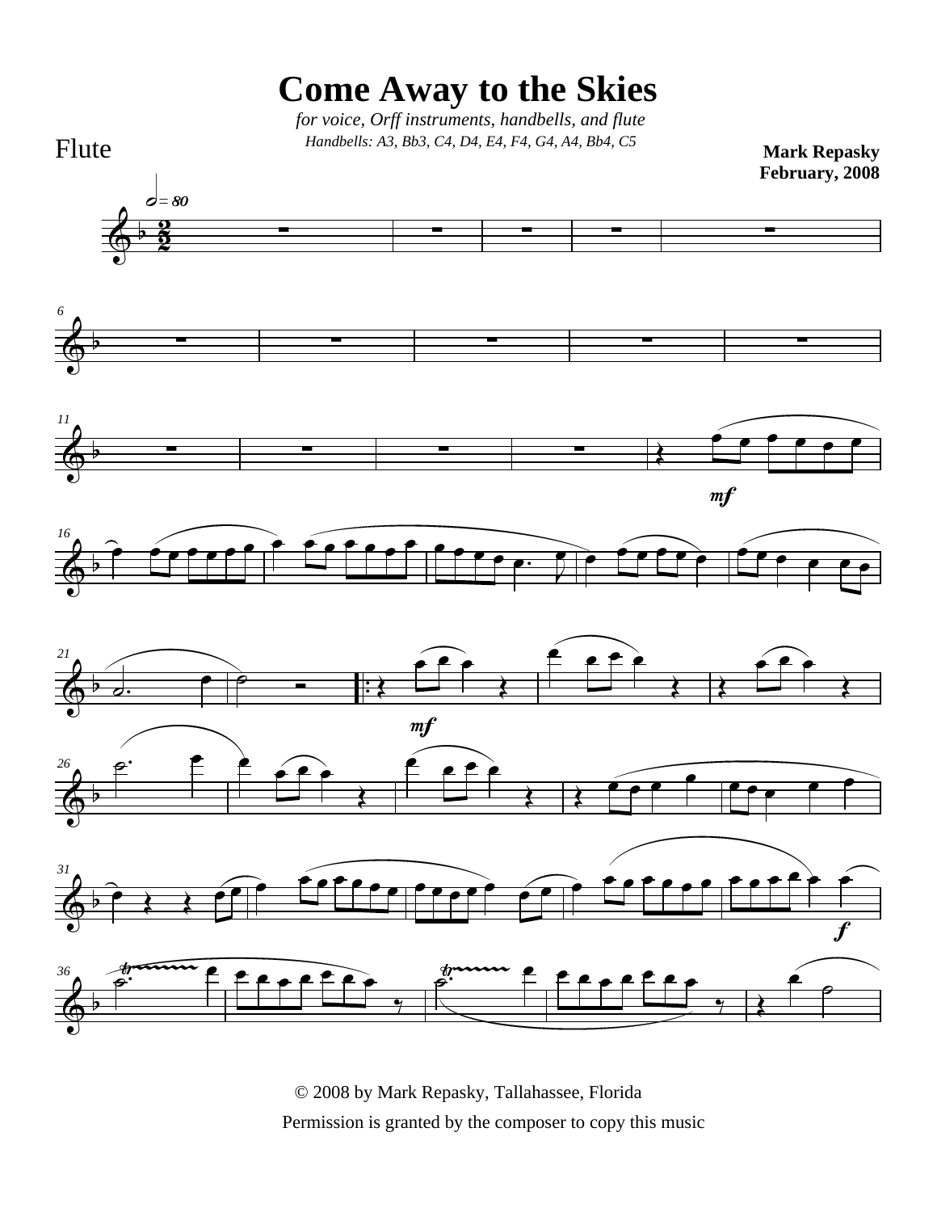# Come Away to the Skies

*for voice, Orff instruments, handbells, and flute*

*Handbells: A3, Bb3, C4, D4, E4, F4, G4, A4, Bb4, C5*

Flute

**Mark Repasky**
**February, 2008**

© 2008 by Mark Repasky, Tallahassee, Florida

Permission is granted by the composer to copy this music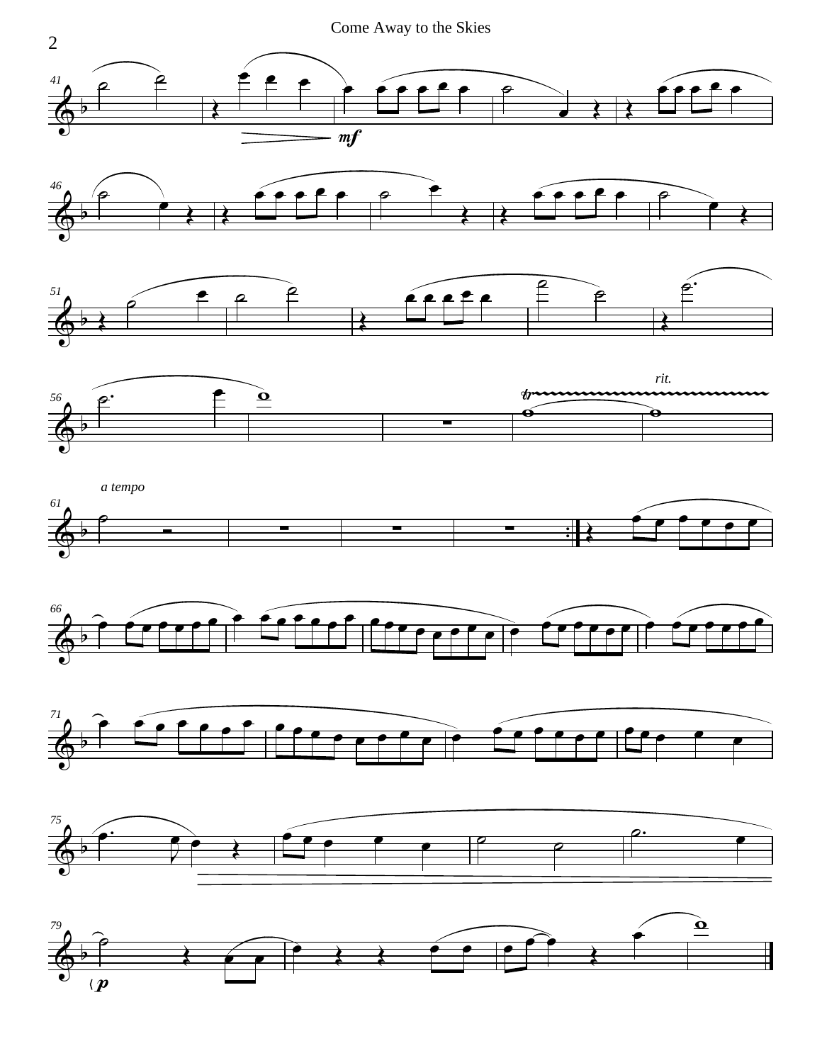# Come Away to the Skies

*mf*

*rit.*

*a tempo*

*p*